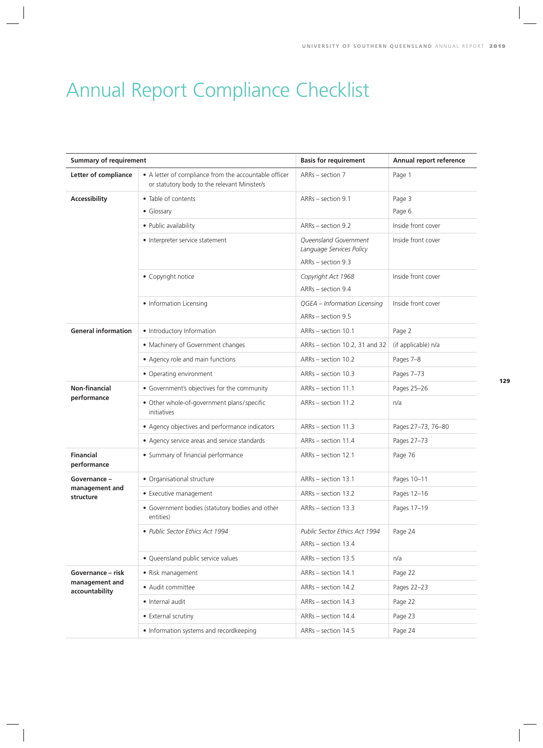# Annual Report Compliance Checklist

| Summary of requirement | | Basis for requirement | Annual report reference |
|---|---|---|---|
| **Letter of compliance** | • A letter of compliance from the accountable officer or statutory body to the relevant Minister/s | ARRs – section 7 | Page 1 |
| **Accessibility** | • Table of contents<br>• Glossary | ARRs – section 9.1 | Page 3<br>Page 6 |
| | • Public availability | ARRs – section 9.2 | Inside front cover |
| | • Interpreter service statement | *Queensland Government Language Services Policy*<br>ARRs – section 9.3 | Inside front cover |
| | • Copyright notice | *Copyright Act 1968*<br>ARRs – section 9.4 | Inside front cover |
| | • Information Licensing | *QGEA – Information Licensing*<br>ARRs – section 9.5 | Inside front cover |
| **General information** | • Introductory Information | ARRs – section 10.1 | Page 2 |
| | • Machinery of Government changes | ARRs – section 10.2, 31 and 32 | (if applicable) n/a |
| | • Agency role and main functions | ARRs – section 10.2 | Pages 7–8 |
| | • Operating environment | ARRs – section 10.3 | Pages 7–73 |
| **Non-financial performance** | • Government's objectives for the community | ARRs – section 11.1 | Pages 25–26 |
| | • Other whole-of-government plans/specific initiatives | ARRs – section 11.2 | n/a |
| | • Agency objectives and performance indicators | ARRs – section 11.3 | Pages 27–73, 76–80 |
| | • Agency service areas and service standards | ARRs – section 11.4 | Pages 27–73 |
| **Financial performance** | • Summary of financial performance | ARRs – section 12.1 | Page 76 |
| **Governance – management and structure** | • Organisational structure | ARRs – section 13.1 | Pages 10–11 |
| | • Executive management | ARRs – section 13.2 | Pages 12–16 |
| | • Government bodies (statutory bodies and other entities) | ARRs – section 13.3 | Pages 17–19 |
| | • *Public Sector Ethics Act 1994* | *Public Sector Ethics Act 1994*<br>ARRs – section 13.4 | Page 24 |
| | • Queensland public service values | ARRs – section 13.5 | n/a |
| **Governance – risk management and accountability** | • Risk management | ARRs – section 14.1 | Page 22 |
| | • Audit committee | ARRs – section 14.2 | Pages 22–23 |
| | • Internal audit | ARRs – section 14.3 | Page 22 |
| | • External scrutiny | ARRs – section 14.4 | Page 23 |
| | • Information systems and recordkeeping | ARRs – section 14.5 | Page 24 |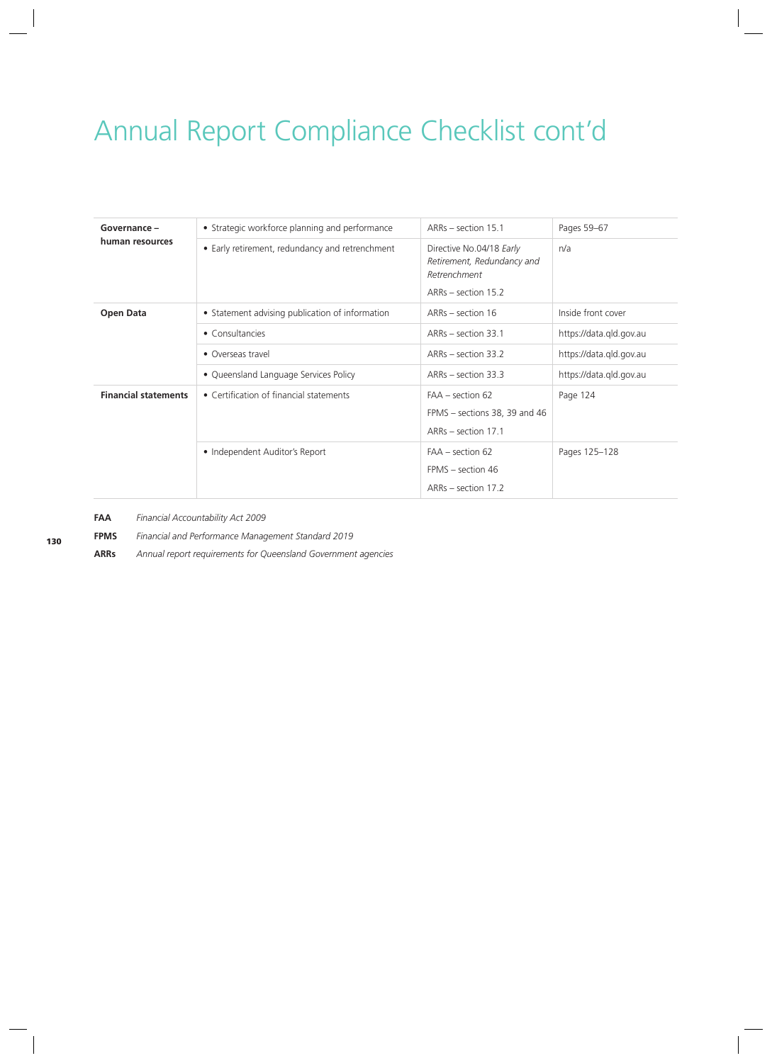# Annual Report Compliance Checklist cont'd

| | | | |
|---|---|---|---|
| **Governance – human resources** | • Strategic workforce planning and performance | ARRs – section 15.1 | Pages 59–67 |
| | • Early retirement, redundancy and retrenchment | Directive No.04/18 *Early Retirement, Redundancy and Retrenchment*<br>ARRs – section 15.2 | n/a |
| **Open Data** | • Statement advising publication of information | ARRs – section 16 | Inside front cover |
| | • Consultancies | ARRs – section 33.1 | https://data.qld.gov.au |
| | • Overseas travel | ARRs – section 33.2 | https://data.qld.gov.au |
| | • Queensland Language Services Policy | ARRs – section 33.3 | https://data.qld.gov.au |
| **Financial statements** | • Certification of financial statements | FAA – section 62<br>FPMS – sections 38, 39 and 46<br>ARRs – section 17.1 | Page 124 |
| | • Independent Auditor's Report | FAA – section 62<br>FPMS – section 46<br>ARRs – section 17.2 | Pages 125–128 |

**FAA** *Financial Accountability Act 2009*

**FPMS** *Financial and Performance Management Standard 2019*

**ARRs** *Annual report requirements for Queensland Government agencies*